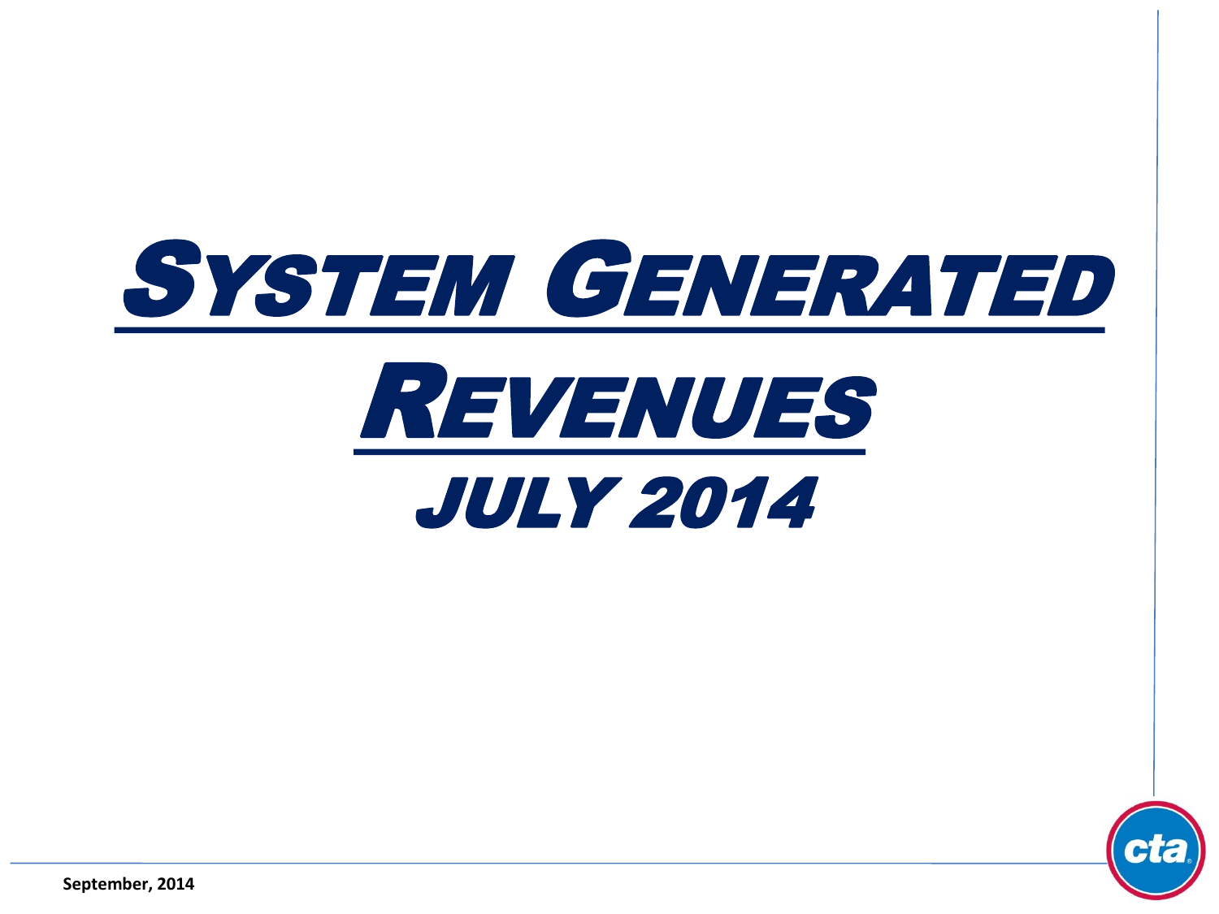# System Generated Revenues

## July 2014

September, 2014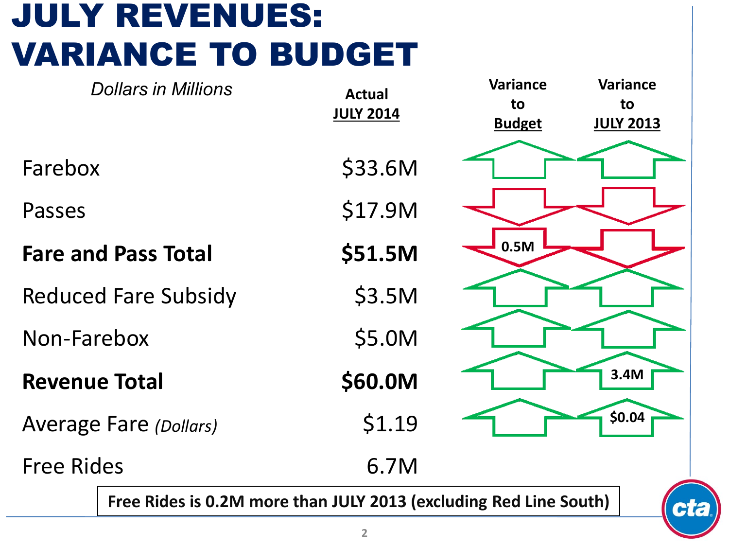# JULY REVENUES: VARIANCE TO BUDGET

*Dollars in Millions*

| | Actual JULY 2014 | Variance to Budget | Variance to JULY 2013 |
|---|---|---|---|
| Farebox | $33.6M | ↑ | ↑ |
| Passes | $17.9M | ↓ | ↓ |
| **Fare and Pass Total** | **$51.5M** | ↓ 0.5M | ↓ |
| Reduced Fare Subsidy | $3.5M | ↑ | ↑ |
| Non-Farebox | $5.0M | ↑ | ↑ |
| **Revenue Total** | **$60.0M** | ↑ | ↑ 3.4M |
| Average Fare *(Dollars)* | $1.19 | ↑ | ↑ $0.04 |
| Free Rides | 6.7M | | |

**Free Rides is 0.2M more than JULY 2013 (excluding Red Line South)**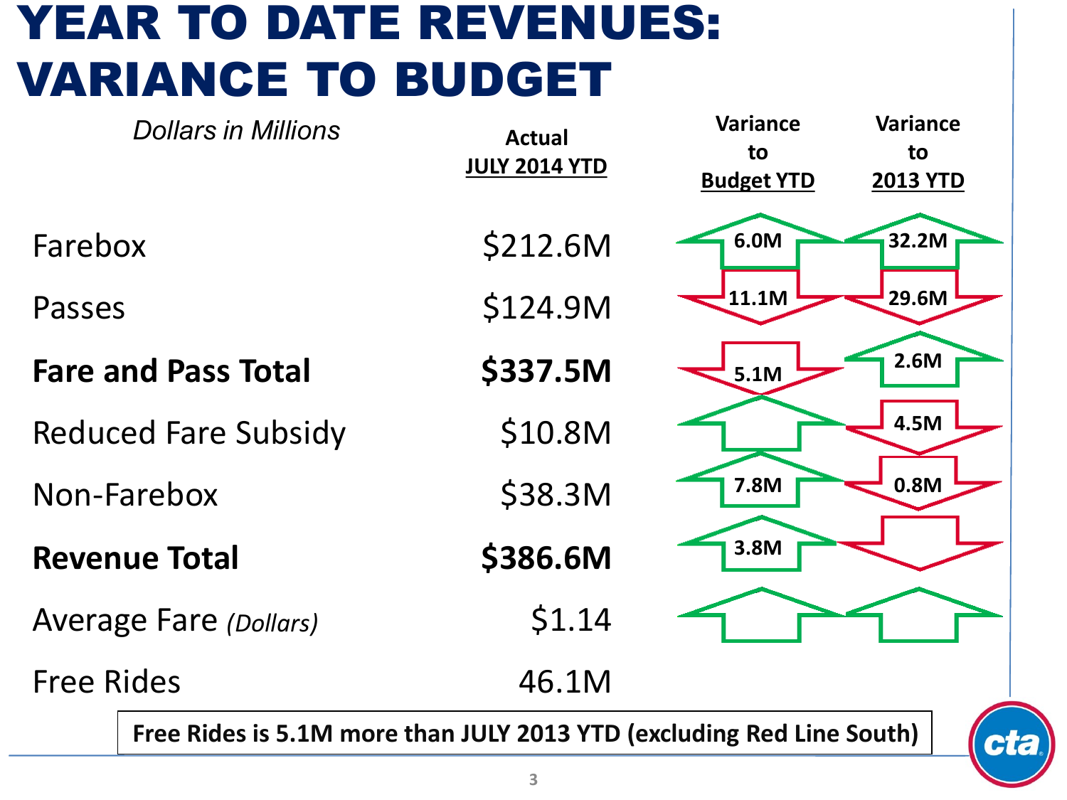# YEAR TO DATE REVENUES: VARIANCE TO BUDGET

*Dollars in Millions*

| | Actual JULY 2014 YTD | Variance to Budget YTD | Variance to 2013 YTD |
|---|---|---|---|
| Farebox | $212.6M | 6.0M (up) | 32.2M (up) |
| Passes | $124.9M | 11.1M (down) | 29.6M (down) |
| **Fare and Pass Total** | **$337.5M** | 5.1M (down) | 2.6M (up) |
| Reduced Fare Subsidy | $10.8M | (up) | 4.5M (down) |
| Non-Farebox | $38.3M | 7.8M (up) | 0.8M (down) |
| **Revenue Total** | **$386.6M** | 3.8M (up) | (down) |
| Average Fare *(Dollars)* | $1.14 | (up) | (up) |
| Free Rides | 46.1M | | |

**Free Rides is 5.1M more than JULY 2013 YTD (excluding Red Line South)**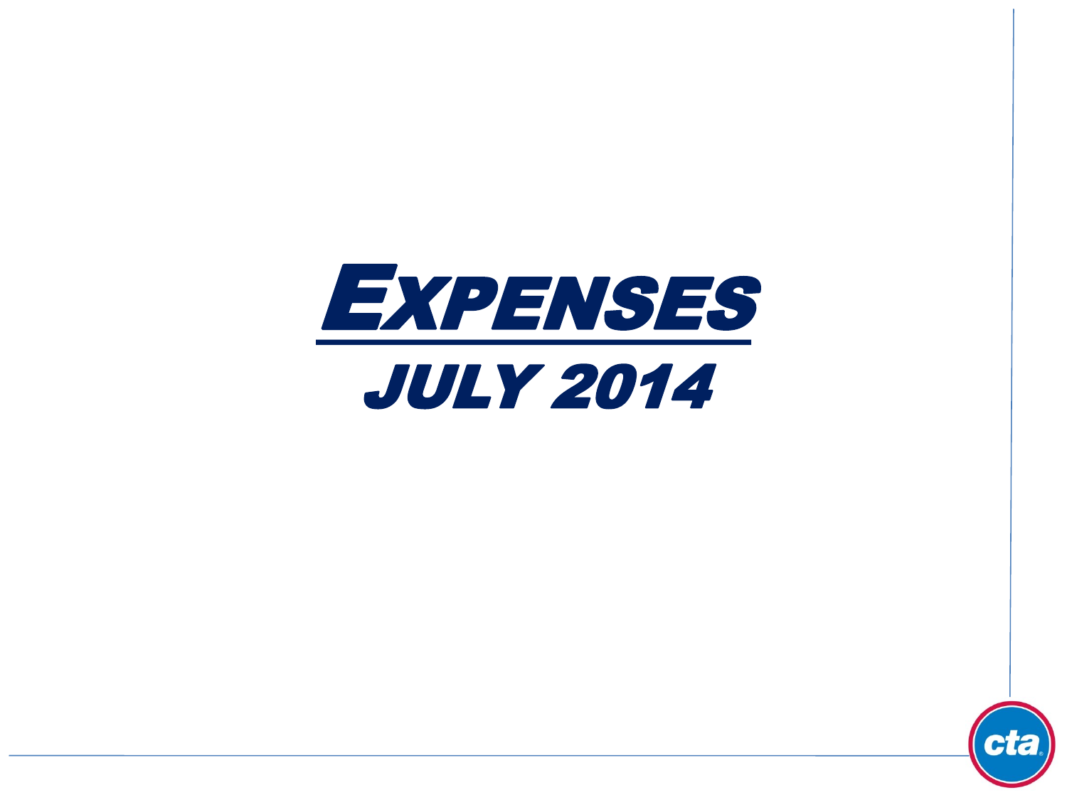# EXPENSES

## JULY 2014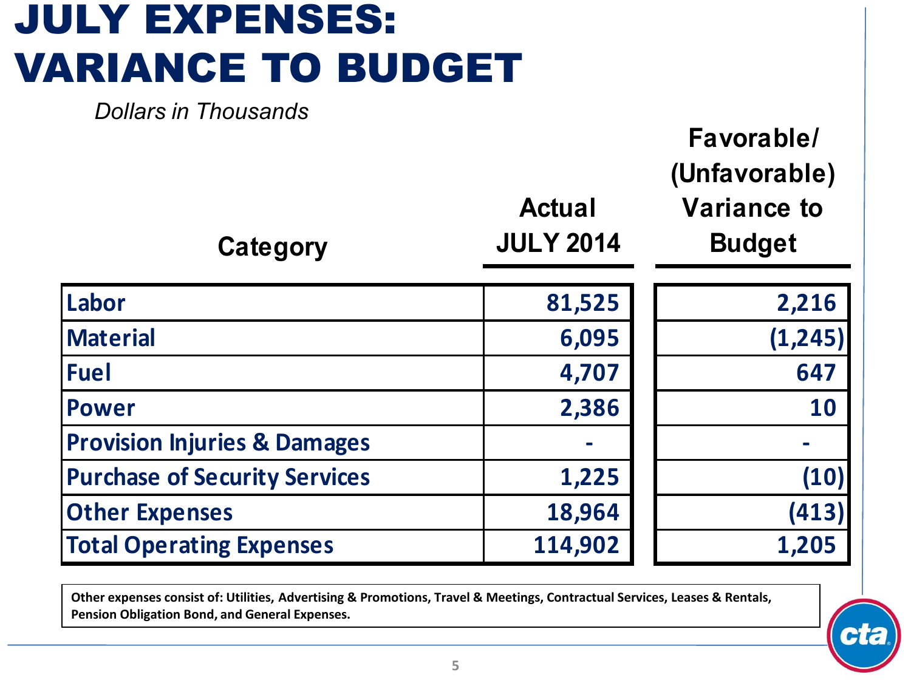# JULY EXPENSES: VARIANCE TO BUDGET

*Dollars in Thousands*

| Category | Actual JULY 2014 | Favorable/ (Unfavorable) Variance to Budget |
|---|---|---|
| Labor | 81,525 | 2,216 |
| Material | 6,095 | (1,245) |
| Fuel | 4,707 | 647 |
| Power | 2,386 | 10 |
| Provision Injuries & Damages | - | - |
| Purchase of Security Services | 1,225 | (10) |
| Other Expenses | 18,964 | (413) |
| Total Operating Expenses | 114,902 | 1,205 |

**Other expenses consist of: Utilities, Advertising & Promotions, Travel & Meetings, Contractual Services, Leases & Rentals, Pension Obligation Bond, and General Expenses.**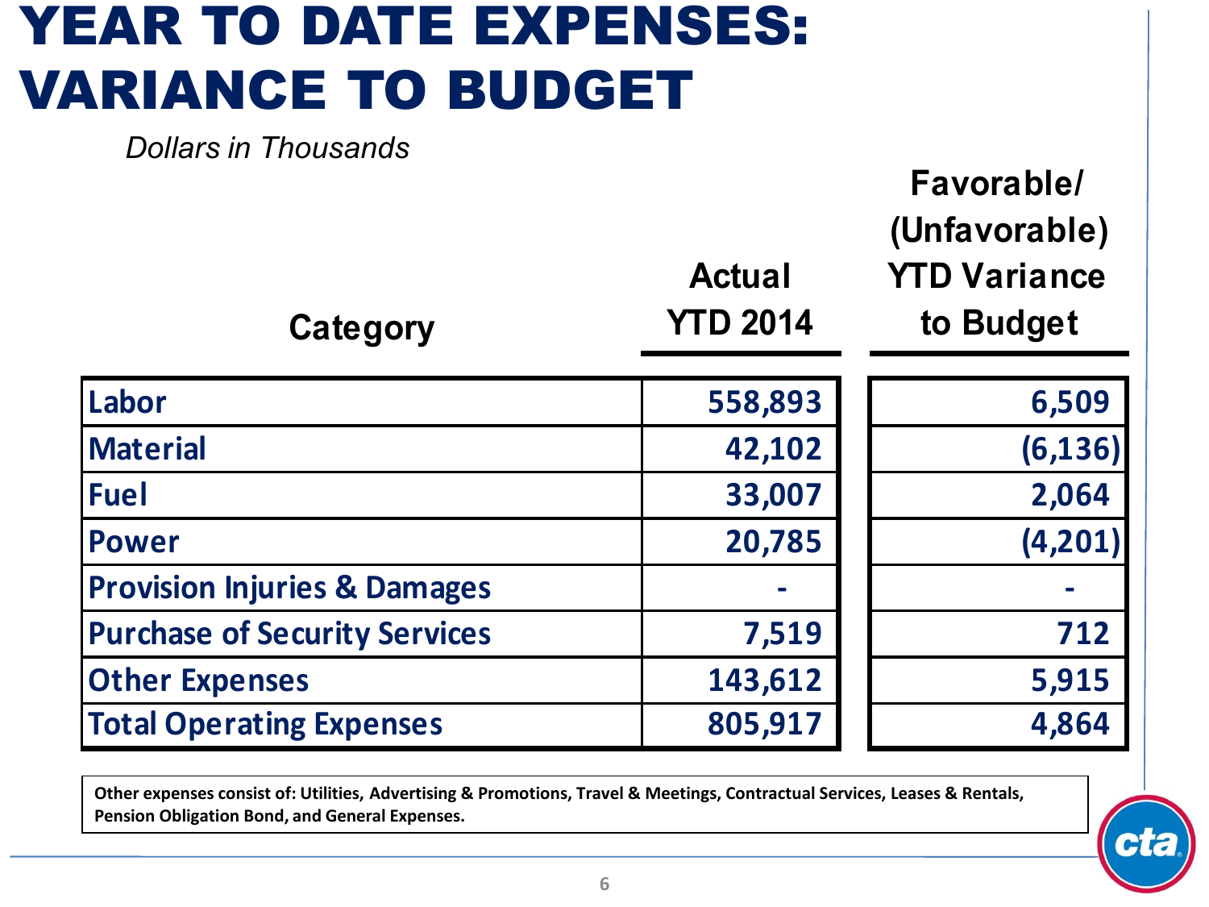# YEAR TO DATE EXPENSES: VARIANCE TO BUDGET

*Dollars in Thousands*

| Category | Actual YTD 2014 | Favorable/ (Unfavorable) YTD Variance to Budget |
|---|---|---|
| Labor | 558,893 | 6,509 |
| Material | 42,102 | (6,136) |
| Fuel | 33,007 | 2,064 |
| Power | 20,785 | (4,201) |
| Provision Injuries & Damages | - | - |
| Purchase of Security Services | 7,519 | 712 |
| Other Expenses | 143,612 | 5,915 |
| Total Operating Expenses | 805,917 | 4,864 |

**Other expenses consist of: Utilities, Advertising & Promotions, Travel & Meetings, Contractual Services, Leases & Rentals, Pension Obligation Bond, and General Expenses.**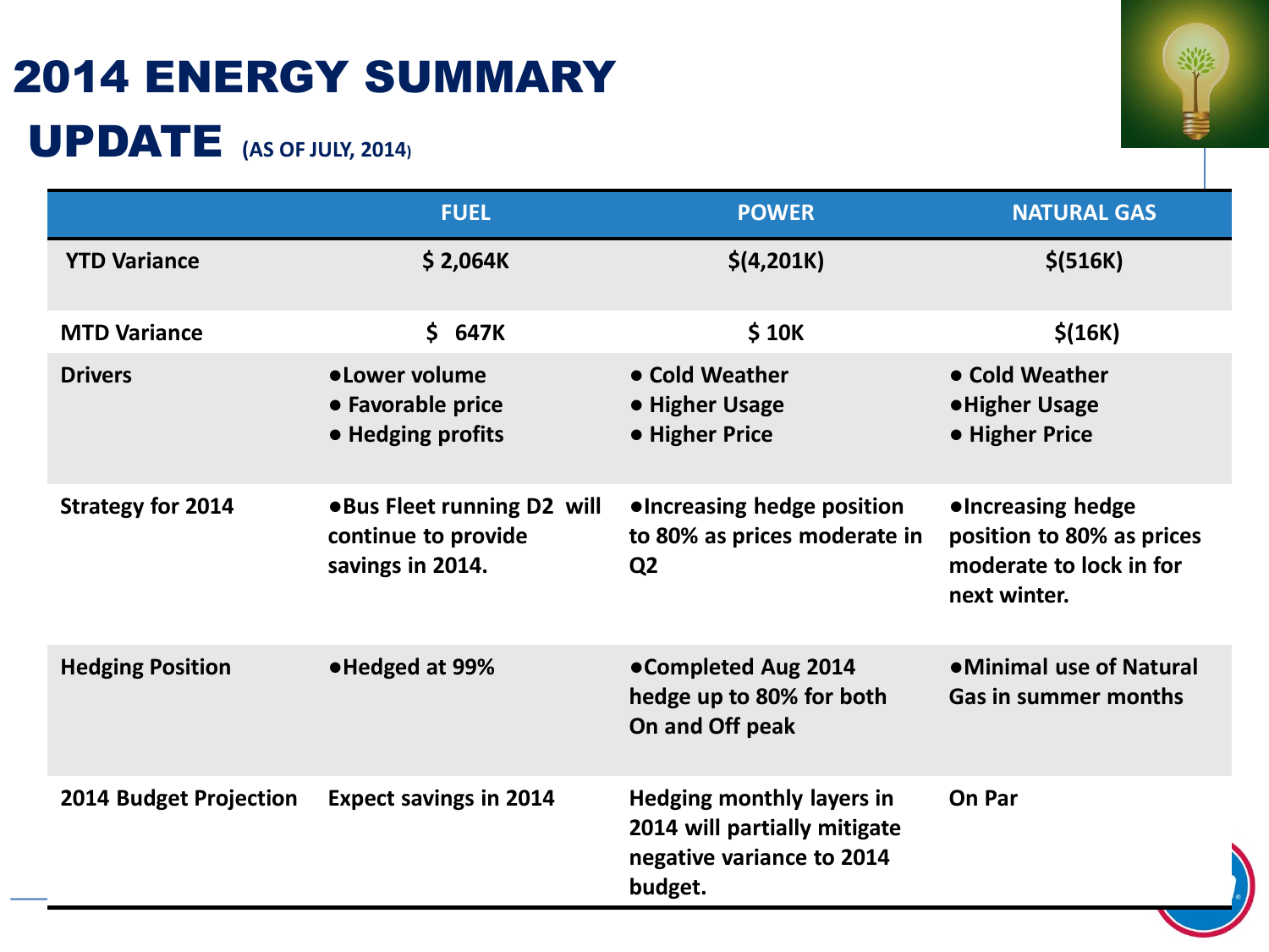# 2014 ENERGY SUMMARY UPDATE (AS OF JULY, 2014)

| | FUEL | POWER | NATURAL GAS |
|---|---|---|---|
| YTD Variance | $ 2,064K | $(4,201K) | $(516K) |
| MTD Variance | $ 647K | $ 10K | $(16K) |
| Drivers | ●Lower volume<br>● Favorable price<br>● Hedging profits | ● Cold Weather<br>● Higher Usage<br>● Higher Price | ● Cold Weather<br>●Higher Usage<br>● Higher Price |
| Strategy for 2014 | ●Bus Fleet running D2 will continue to provide savings in 2014. | ●Increasing hedge position to 80% as prices moderate in Q2 | ●Increasing hedge position to 80% as prices moderate to lock in for next winter. |
| Hedging Position | ●Hedged at 99% | ●Completed Aug 2014 hedge up to 80% for both On and Off peak | ●Minimal use of Natural Gas in summer months |
| 2014 Budget Projection | Expect savings in 2014 | Hedging monthly layers in 2014 will partially mitigate negative variance to 2014 budget. | On Par |